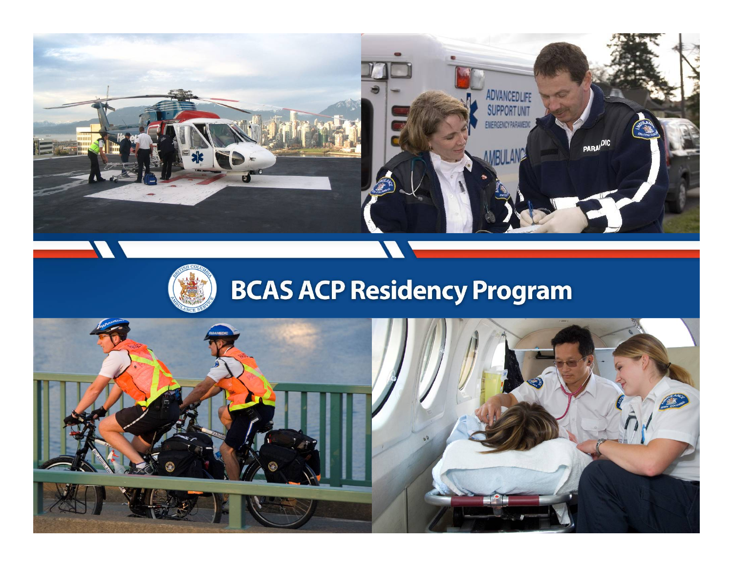# BCAS ACP Residency Program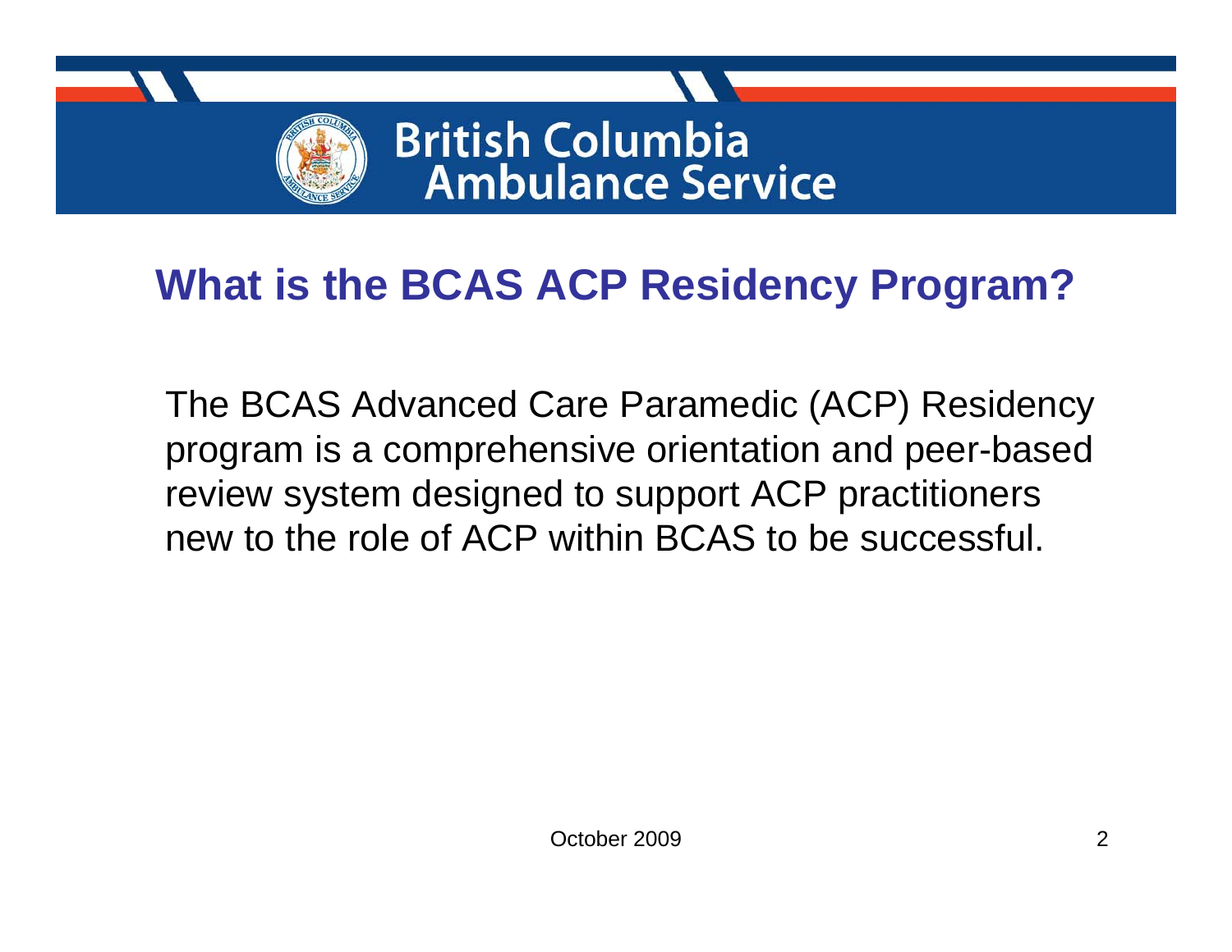# What is the BCAS ACP Residency Program?

The BCAS Advanced Care Paramedic (ACP) Residency program is a comprehensive orientation and peer-based review system designed to support ACP practitioners new to the role of ACP within BCAS to be successful.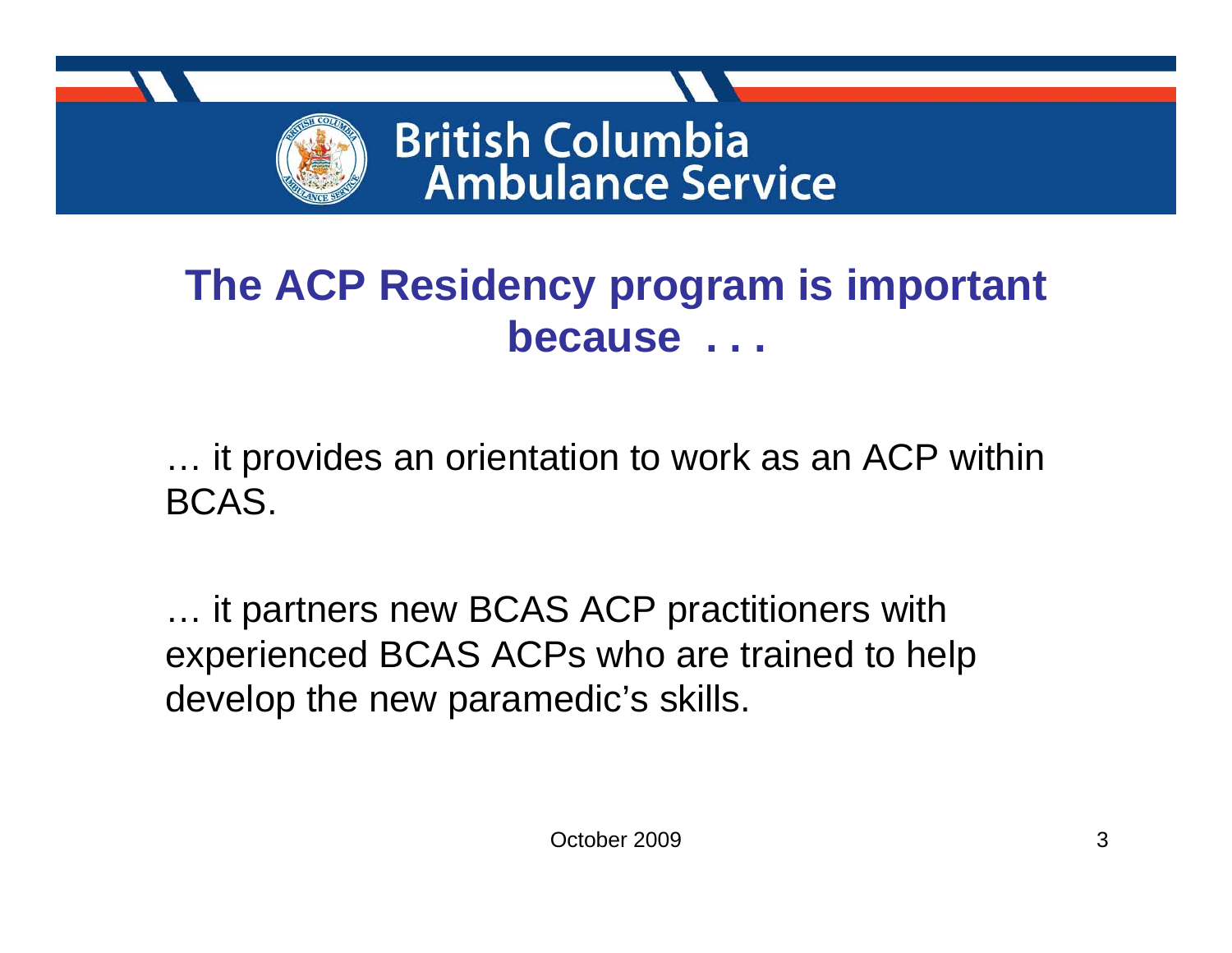British Columbia
Ambulance Service

## The ACP Residency program is important because . . .

… it provides an orientation to work as an ACP within BCAS.

… it partners new BCAS ACP practitioners with experienced BCAS ACPs who are trained to help develop the new paramedic’s skills.

October 2009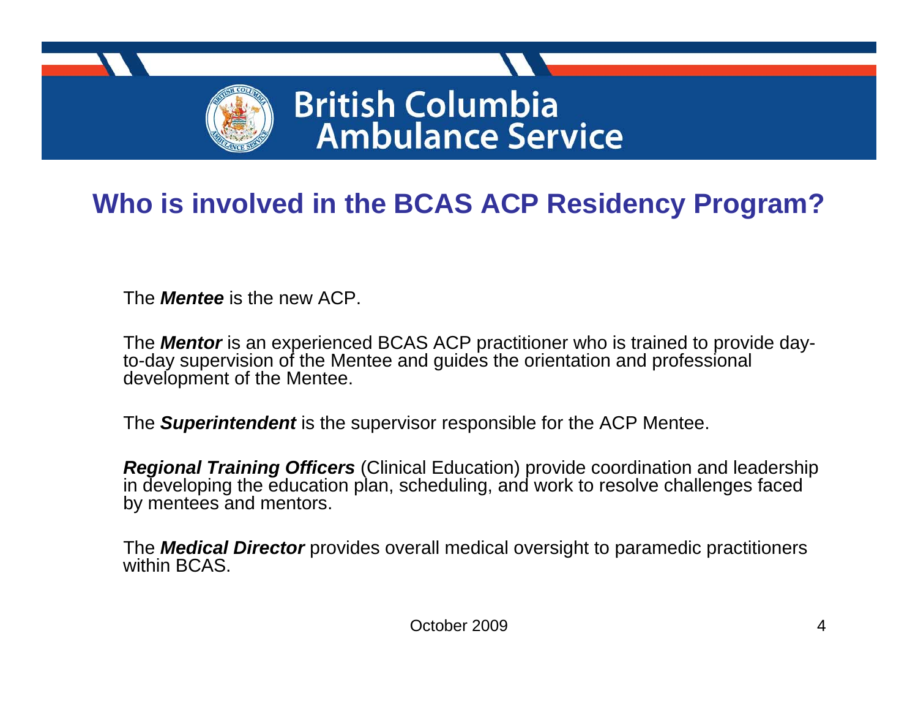# Who is involved in the BCAS ACP Residency Program?

The ***Mentee*** is the new ACP.

The ***Mentor*** is an experienced BCAS ACP practitioner who is trained to provide day-to-day supervision of the Mentee and guides the orientation and professional development of the Mentee.

The ***Superintendent*** is the supervisor responsible for the ACP Mentee.

***Regional Training Officers*** (Clinical Education) provide coordination and leadership in developing the education plan, scheduling, and work to resolve challenges faced by mentees and mentors.

The ***Medical Director*** provides overall medical oversight to paramedic practitioners within BCAS.

October 2009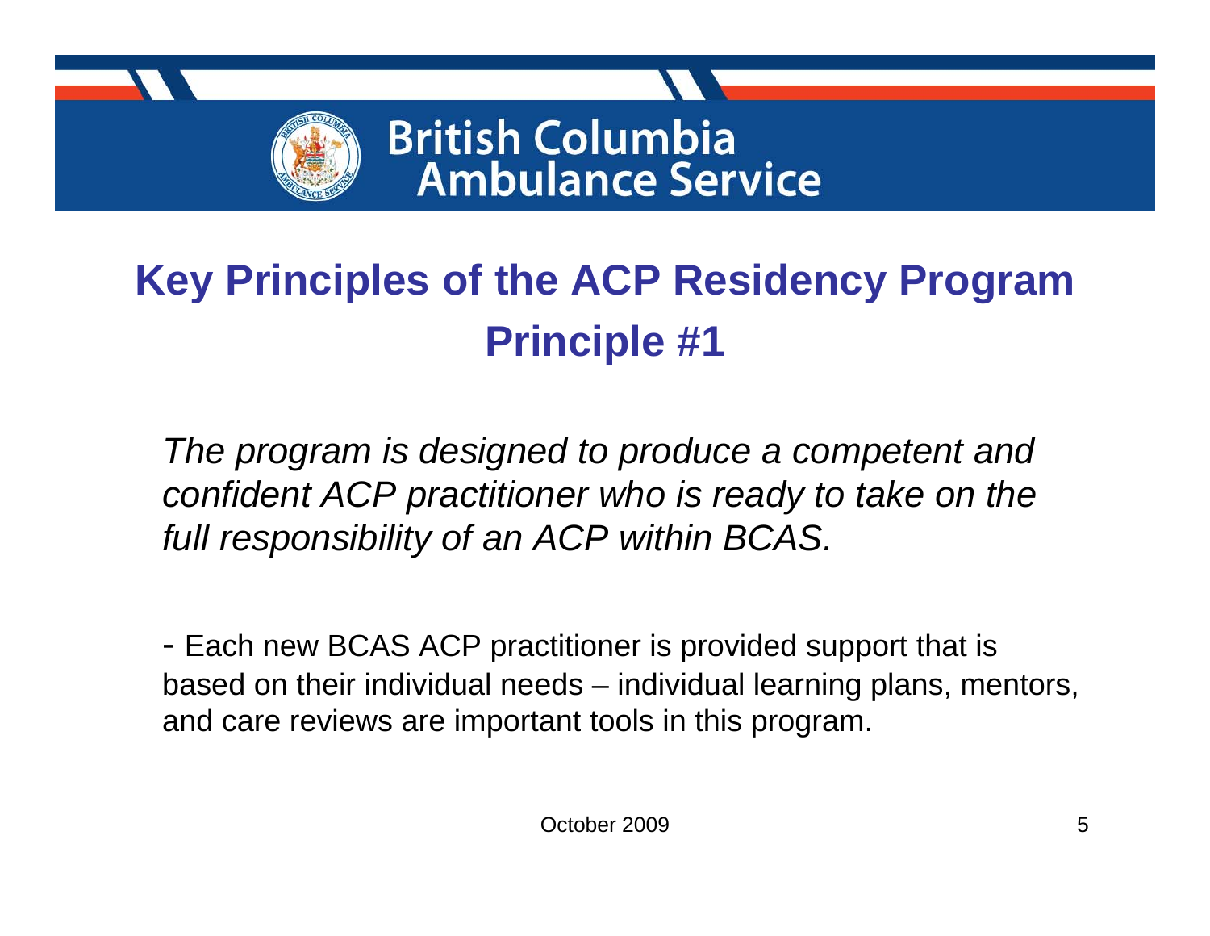British Columbia Ambulance Service

# Key Principles of the ACP Residency Program

## Principle #1

*The program is designed to produce a competent and confident ACP practitioner who is ready to take on the full responsibility of an ACP within BCAS.*

- Each new BCAS ACP practitioner is provided support that is based on their individual needs – individual learning plans, mentors, and care reviews are important tools in this program.

October 2009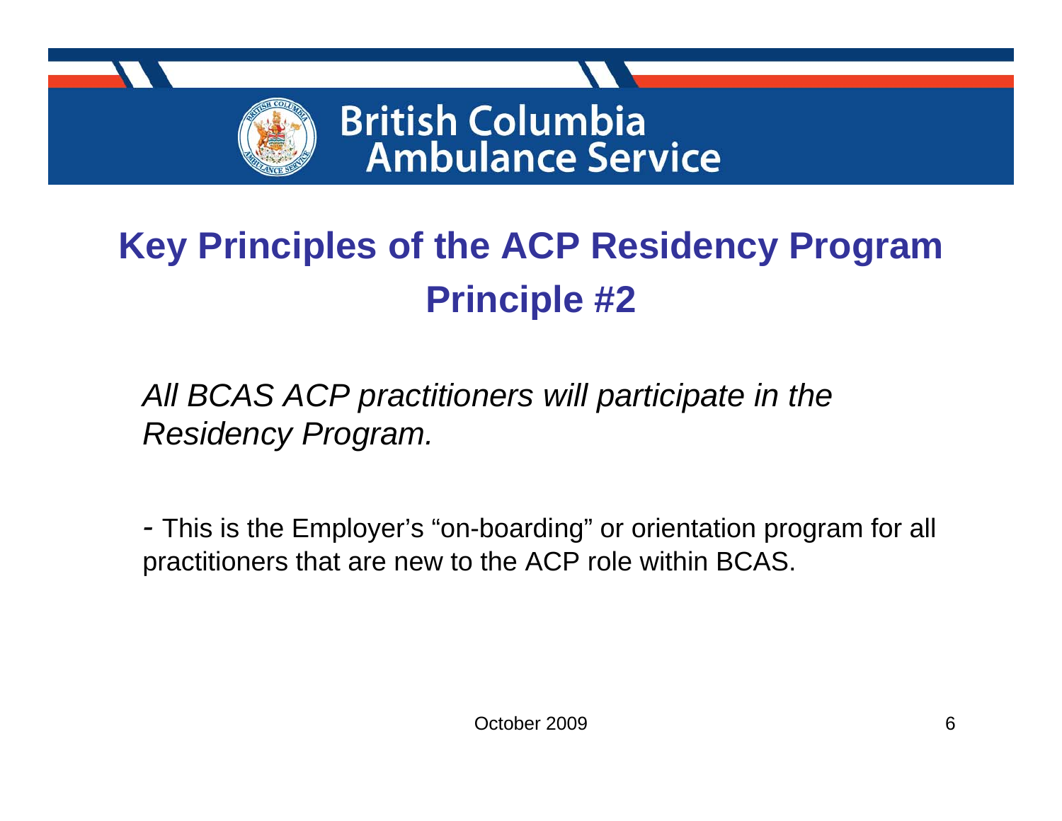British Columbia Ambulance Service

# Key Principles of the ACP Residency Program

## Principle #2

*All BCAS ACP practitioners will participate in the Residency Program.*

- This is the Employer's "on-boarding" or orientation program for all practitioners that are new to the ACP role within BCAS.

October 2009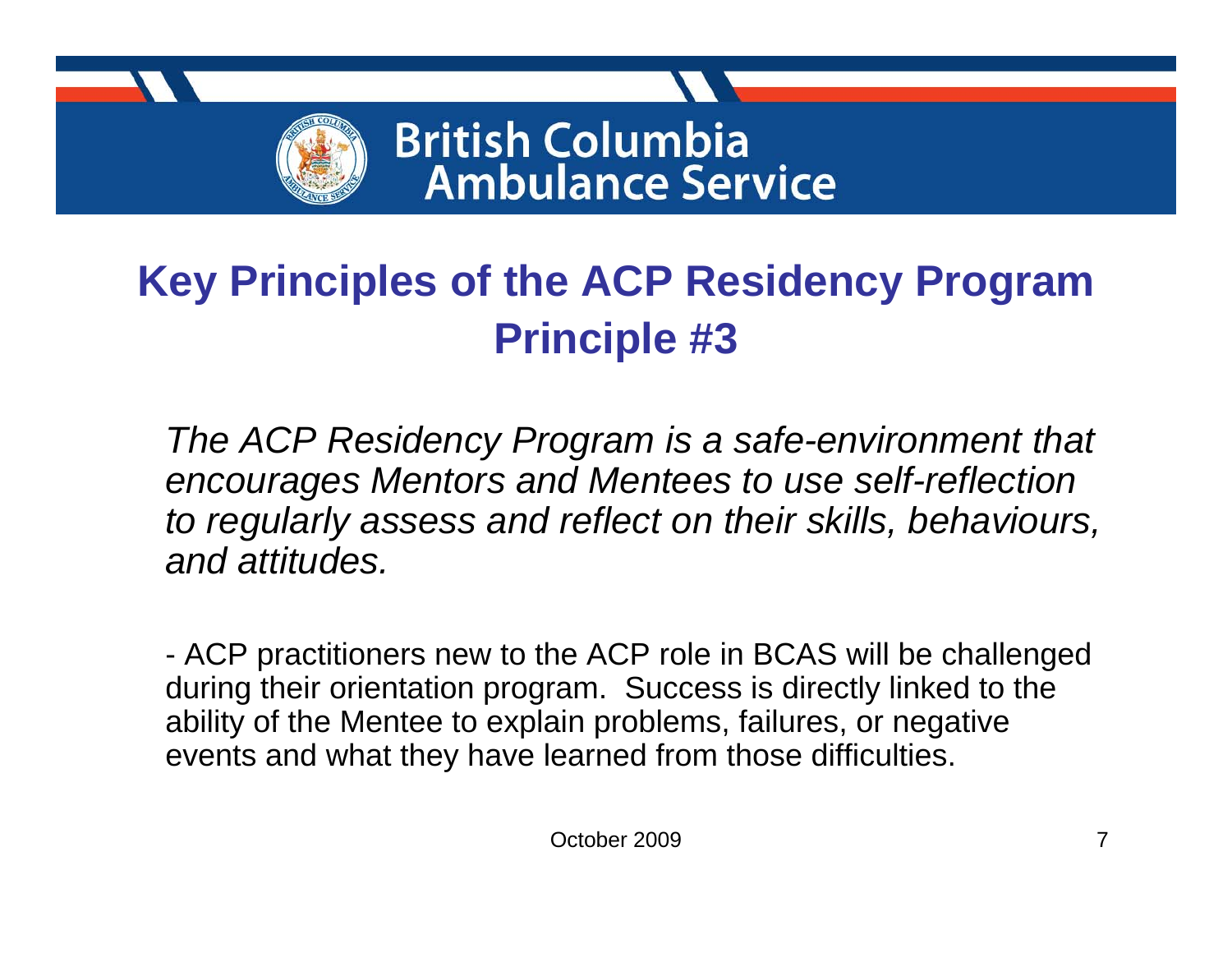British Columbia Ambulance Service

# Key Principles of the ACP Residency Program
## Principle #3

*The ACP Residency Program is a safe-environment that encourages Mentors and Mentees to use self-reflection to regularly assess and reflect on their skills, behaviours, and attitudes.*

- ACP practitioners new to the ACP role in BCAS will be challenged during their orientation program. Success is directly linked to the ability of the Mentee to explain problems, failures, or negative events and what they have learned from those difficulties.

October 2009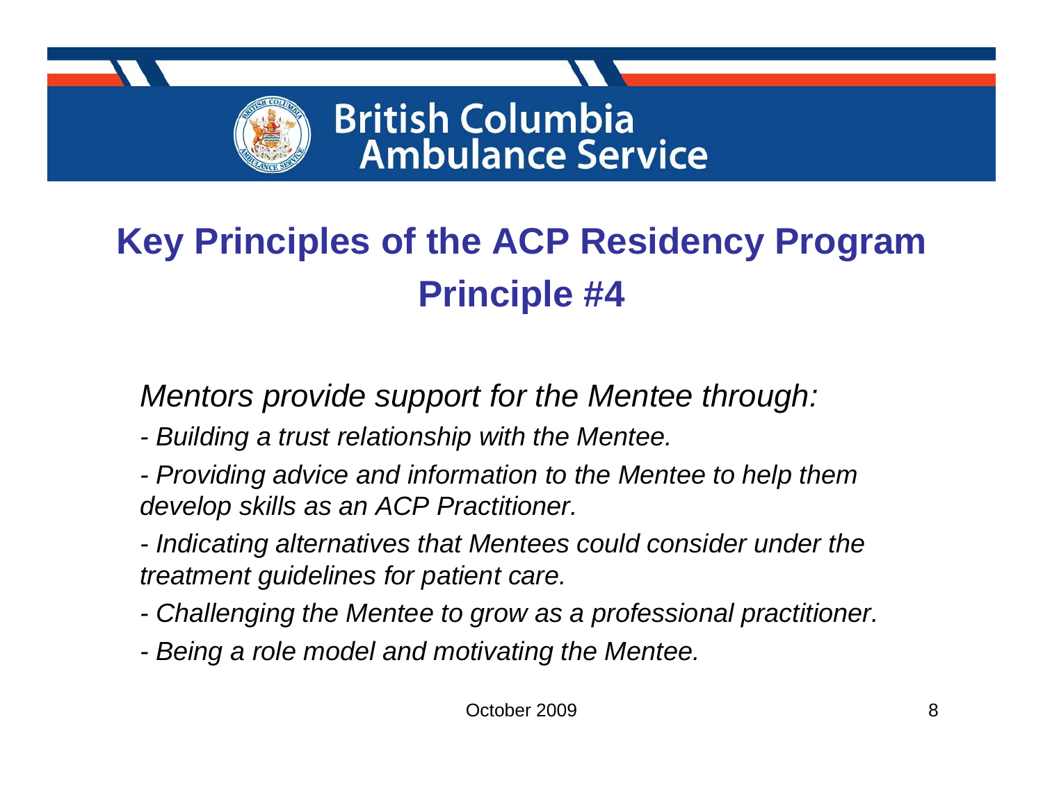British Columbia Ambulance Service

# Key Principles of the ACP Residency Program
## Principle #4

*Mentors provide support for the Mentee through:*

*- Building a trust relationship with the Mentee.*

*- Providing advice and information to the Mentee to help them develop skills as an ACP Practitioner.*

*- Indicating alternatives that Mentees could consider under the treatment guidelines for patient care.*

*- Challenging the Mentee to grow as a professional practitioner.*

*- Being a role model and motivating the Mentee.*

October 2009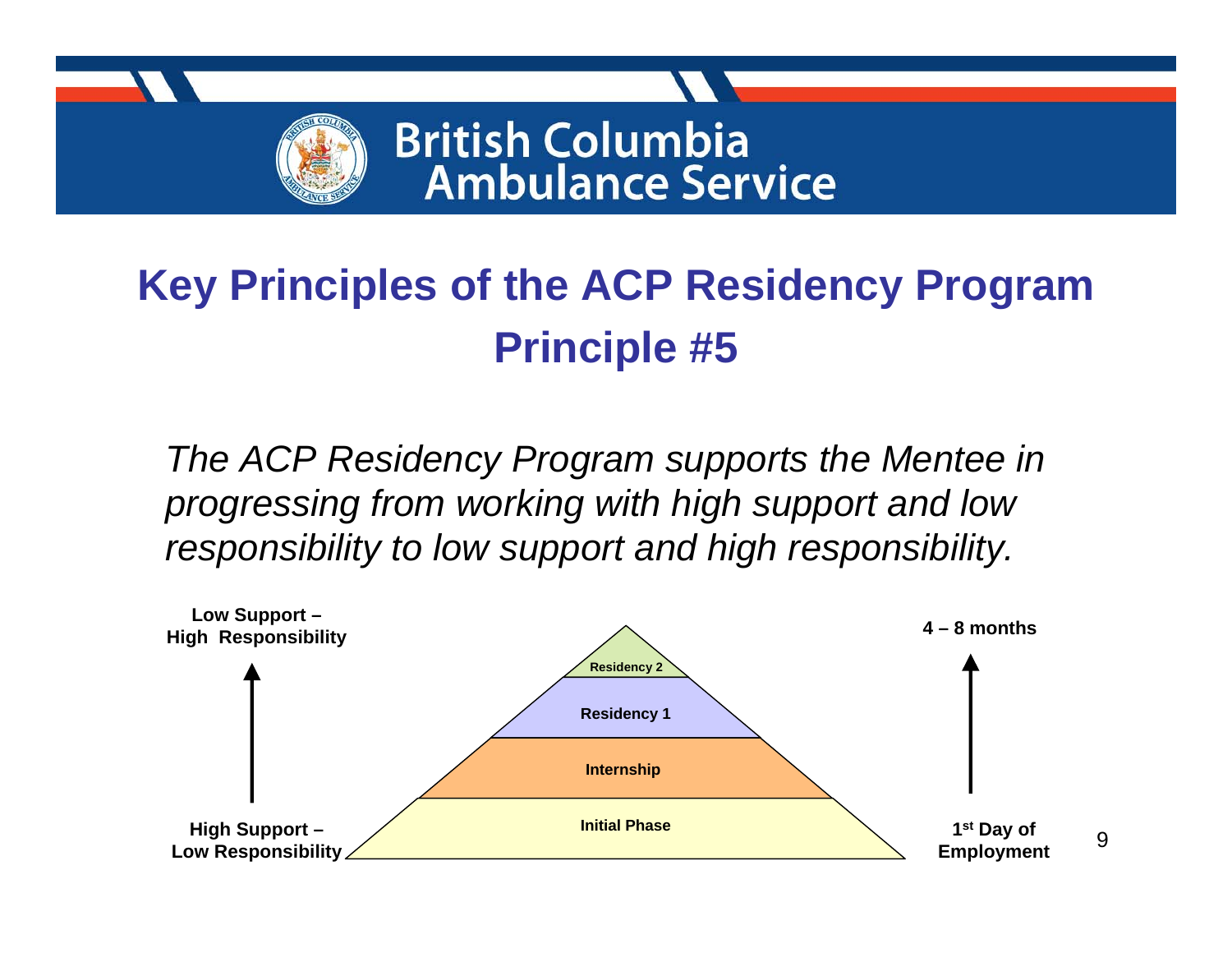British Columbia Ambulance Service

# Key Principles of the ACP Residency Program

## Principle #5

*The ACP Residency Program supports the Mentee in progressing from working with high support and low responsibility to low support and high responsibility.*

**Low Support – High Responsibility**

**High Support – Low Responsibility**

Residency 2

Residency 1

Internship

Initial Phase

**4 – 8 months**

**1st Day of Employment**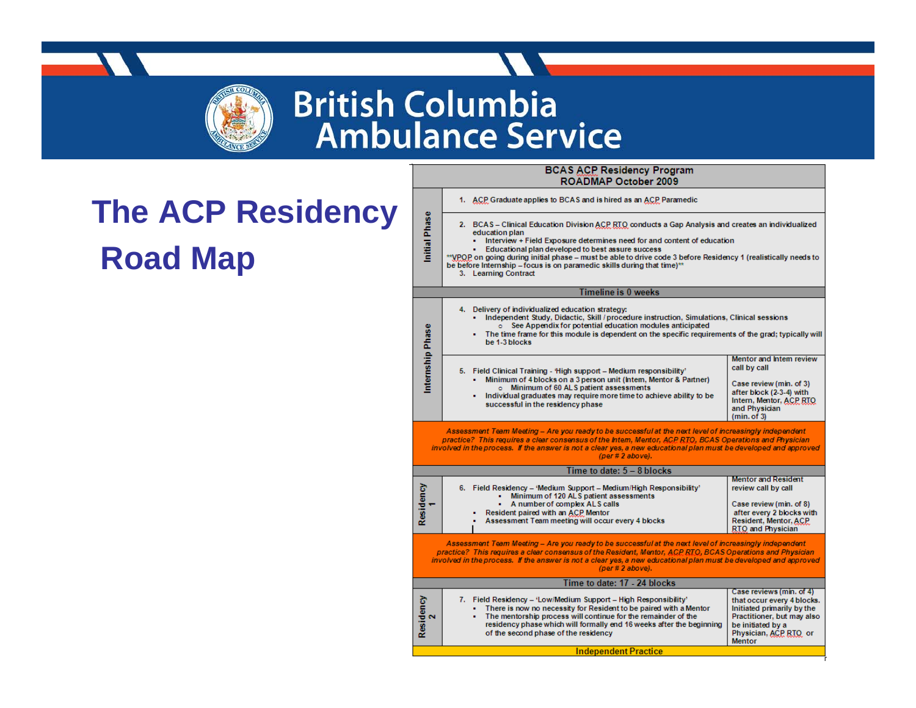# The ACP Residency Road Map

## BCAS ACP Residency Program
## ROADMAP October 2009

### Initial Phase

1. ACP Graduate applies to BCAS and is hired as an ACP Paramedic

2. BCAS – Clinical Education Division ACP RTO conducts a Gap Analysis and creates an individualized education plan
   - Interview + Field Exposure determines need for and content of education
   - Educational plan developed to best assure success

**VPOP on going during initial phase – must be able to drive code 3 before Residency 1 (realistically needs to be before Internship – focus is on paramedic skills during that time)**

3. Learning Contract

**Timeline is 0 weeks**

### Internship Phase

4. Delivery of individualized education strategy:
   - Independent Study, Didactic, Skill / procedure instruction, Simulations, Clinical sessions
     - See Appendix for potential education modules anticipated
   - The time frame for this module is dependent on the specific requirements of the grad; typically will be 1-3 blocks

5. Field Clinical Training - 'High support – Medium responsibility'
   - Minimum of 4 blocks on a 3 person unit (Intern, Mentor & Partner)
     - Minimum of 60 ALS patient assessments
   - Individual graduates may require more time to achieve ability to be successful in the residency phase

Mentor and Intern review call by call

Case review (min. of 3) after block (2-3-4) with Intern, Mentor, ACP RTO and Physician (min. of 3)

*Assessment Team Meeting – Are you ready to be successful at the next level of increasingly independent practice? This requires a clear consensus of the Intern, Mentor, ACP RTO, BCAS Operations and Physician involved in the process. If the answer is not a clear yes, a new educational plan must be developed and approved (per # 2 above).*

**Time to date: 5 – 8 blocks**

### Residency 1

6. Field Residency – 'Medium Support – Medium/High Responsibility'
   - Minimum of 120 ALS patient assessments
   - A number of complex ALS calls
   - Resident paired with an ACP Mentor
   - Assessment Team meeting will occur every 4 blocks

Mentor and Resident review call by call

Case review (min. of 8) after every 2 blocks with Resident, Mentor, ACP RTO and Physician

*Assessment Team Meeting – Are you ready to be successful at the next level of increasingly independent practice? This requires a clear consensus of the Resident, Mentor, ACP RTO, BCAS Operations and Physician involved in the process. If the answer is not a clear yes, a new educational plan must be developed and approved (per # 2 above).*

**Time to date: 17 - 24 blocks**

### Residency 2

7. Field Residency – 'Low/Medium Support – High Responsibility'
   - There is now no necessity for Resident to be paired with a Mentor
   - The mentorship process will continue for the remainder of the residency phase which will formally end 16 weeks after the beginning of the second phase of the residency

Case reviews (min. of 4) that occur every 4 blocks. Initiated primarily by the Practitioner, but may also be initiated by a Physician, ACP RTO or Mentor

**Independent Practice**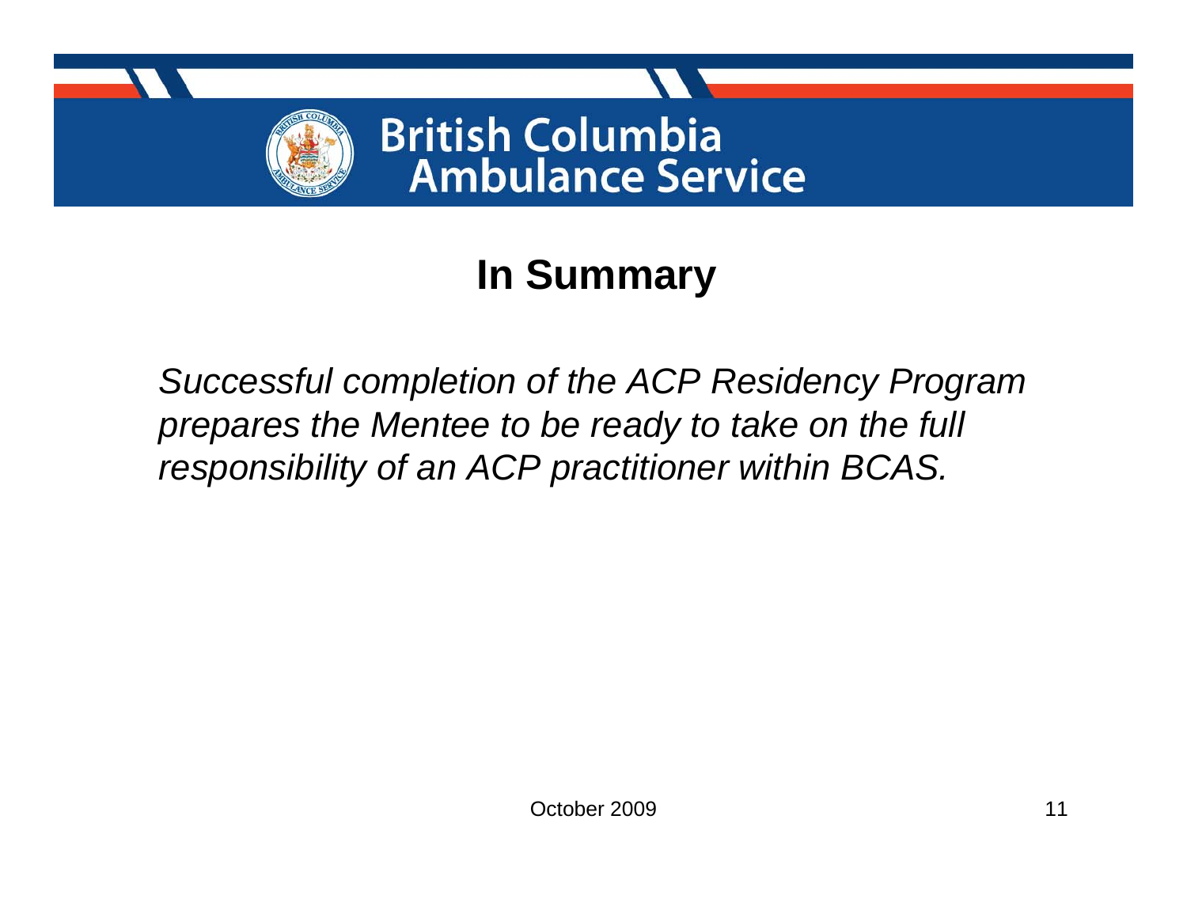British Columbia Ambulance Service

# In Summary

*Successful completion of the ACP Residency Program prepares the Mentee to be ready to take on the full responsibility of an ACP practitioner within BCAS.*

October 2009